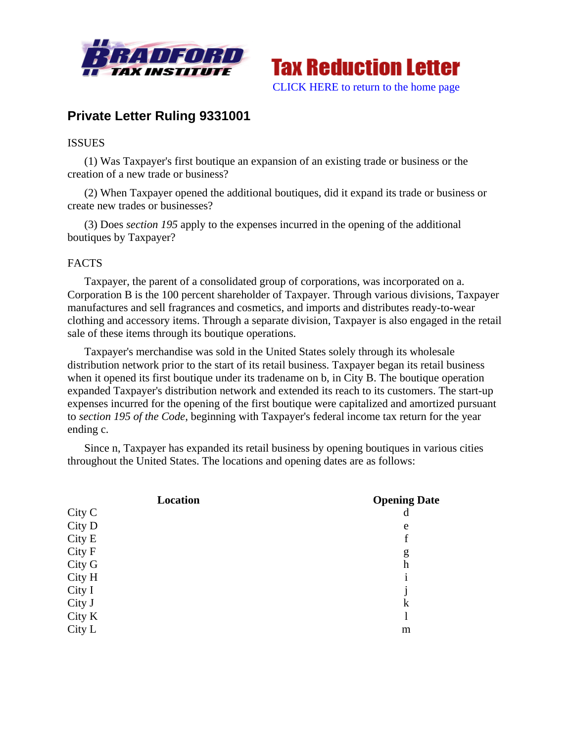Tax Reduction Letter

CLICK HERE to return to the home page

## Private Letter Ruling 9331001

ISSUES

(1) Was Taxpayer's first boutique an expansion of an existing trade or business or the creation of a new trade or business?

(2) When Taxpayer opened the additional boutiques, did it expand its trade or business or create new trades or businesses?

(3) Does *section 195* apply to the expenses incurred in the opening of the additional boutiques by Taxpayer?

FACTS

Taxpayer, the parent of a consolidated group of corporations, was incorporated on a. Corporation B is the 100 percent shareholder of Taxpayer. Through various divisions, Taxpayer manufactures and sell fragrances and cosmetics, and imports and distributes ready-to-wear clothing and accessory items. Through a separate division, Taxpayer is also engaged in the retail sale of these items through its boutique operations.

Taxpayer's merchandise was sold in the United States solely through its wholesale distribution network prior to the start of its retail business. Taxpayer began its retail business when it opened its first boutique under its tradename on b, in City B. The boutique operation expanded Taxpayer's distribution network and extended its reach to its customers. The start-up expenses incurred for the opening of the first boutique were capitalized and amortized pursuant to *section 195 of the Code*, beginning with Taxpayer's federal income tax return for the year ending c.

Since n, Taxpayer has expanded its retail business by opening boutiques in various cities throughout the United States. The locations and opening dates are as follows:

| Location | Opening Date |
|---|---|
| City C | d |
| City D | e |
| City E | f |
| City F | g |
| City G | h |
| City H | i |
| City I | j |
| City J | k |
| City K | l |
| City L | m |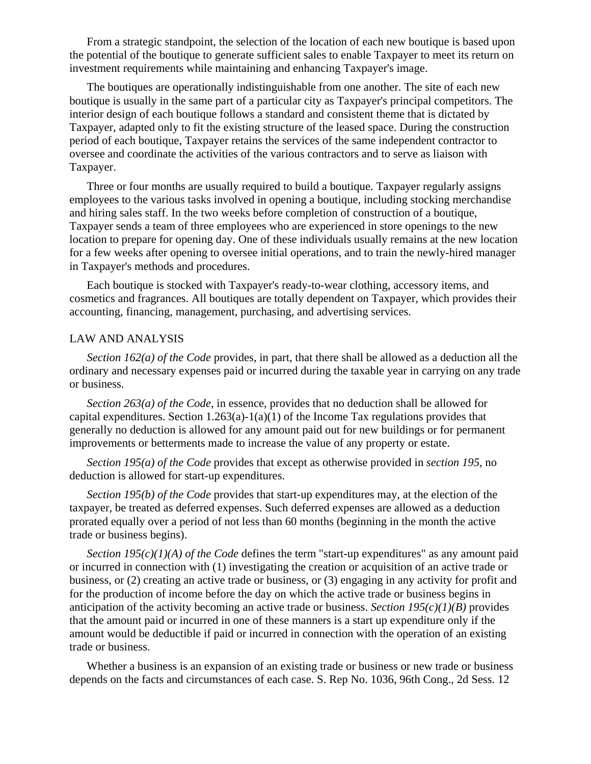From a strategic standpoint, the selection of the location of each new boutique is based upon the potential of the boutique to generate sufficient sales to enable Taxpayer to meet its return on investment requirements while maintaining and enhancing Taxpayer's image.

The boutiques are operationally indistinguishable from one another. The site of each new boutique is usually in the same part of a particular city as Taxpayer's principal competitors. The interior design of each boutique follows a standard and consistent theme that is dictated by Taxpayer, adapted only to fit the existing structure of the leased space. During the construction period of each boutique, Taxpayer retains the services of the same independent contractor to oversee and coordinate the activities of the various contractors and to serve as liaison with Taxpayer.

Three or four months are usually required to build a boutique. Taxpayer regularly assigns employees to the various tasks involved in opening a boutique, including stocking merchandise and hiring sales staff. In the two weeks before completion of construction of a boutique, Taxpayer sends a team of three employees who are experienced in store openings to the new location to prepare for opening day. One of these individuals usually remains at the new location for a few weeks after opening to oversee initial operations, and to train the newly-hired manager in Taxpayer's methods and procedures.

Each boutique is stocked with Taxpayer's ready-to-wear clothing, accessory items, and cosmetics and fragrances. All boutiques are totally dependent on Taxpayer, which provides their accounting, financing, management, purchasing, and advertising services.

## LAW AND ANALYSIS

*Section 162(a) of the Code* provides, in part, that there shall be allowed as a deduction all the ordinary and necessary expenses paid or incurred during the taxable year in carrying on any trade or business.

*Section 263(a) of the Code*, in essence, provides that no deduction shall be allowed for capital expenditures. Section 1.263(a)-1(a)(1) of the Income Tax regulations provides that generally no deduction is allowed for any amount paid out for new buildings or for permanent improvements or betterments made to increase the value of any property or estate.

*Section 195(a) of the Code* provides that except as otherwise provided in *section 195*, no deduction is allowed for start-up expenditures.

*Section 195(b) of the Code* provides that start-up expenditures may, at the election of the taxpayer, be treated as deferred expenses. Such deferred expenses are allowed as a deduction prorated equally over a period of not less than 60 months (beginning in the month the active trade or business begins).

*Section 195(c)(1)(A) of the Code* defines the term "start-up expenditures" as any amount paid or incurred in connection with (1) investigating the creation or acquisition of an active trade or business, or (2) creating an active trade or business, or (3) engaging in any activity for profit and for the production of income before the day on which the active trade or business begins in anticipation of the activity becoming an active trade or business. *Section 195(c)(1)(B)* provides that the amount paid or incurred in one of these manners is a start up expenditure only if the amount would be deductible if paid or incurred in connection with the operation of an existing trade or business.

Whether a business is an expansion of an existing trade or business or new trade or business depends on the facts and circumstances of each case. S. Rep No. 1036, 96th Cong., 2d Sess. 12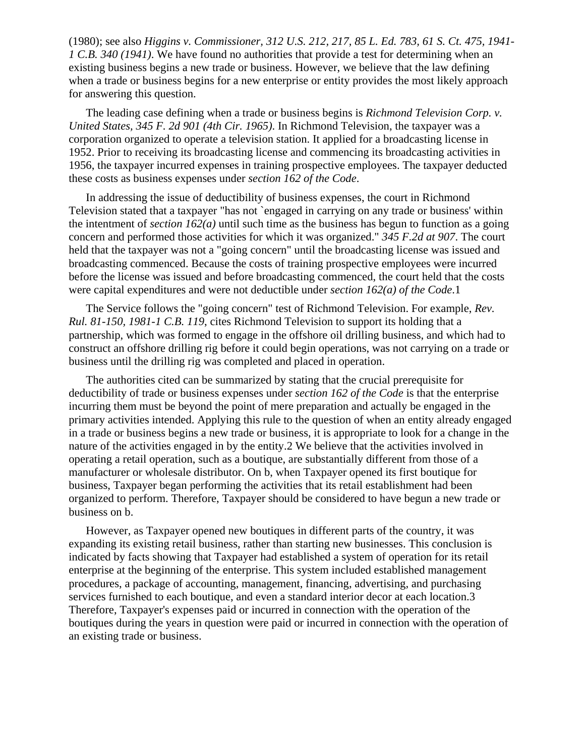(1980); see also *Higgins v. Commissioner, 312 U.S. 212, 217, 85 L. Ed. 783, 61 S. Ct. 475, 1941-1 C.B. 340 (1941)*. We have found no authorities that provide a test for determining when an existing business begins a new trade or business. However, we believe that the law defining when a trade or business begins for a new enterprise or entity provides the most likely approach for answering this question.

The leading case defining when a trade or business begins is *Richmond Television Corp. v. United States, 345 F. 2d 901 (4th Cir. 1965)*. In Richmond Television, the taxpayer was a corporation organized to operate a television station. It applied for a broadcasting license in 1952. Prior to receiving its broadcasting license and commencing its broadcasting activities in 1956, the taxpayer incurred expenses in training prospective employees. The taxpayer deducted these costs as business expenses under *section 162 of the Code*.

In addressing the issue of deductibility of business expenses, the court in Richmond Television stated that a taxpayer "has not `engaged in carrying on any trade or business' within the intentment of *section 162(a)* until such time as the business has begun to function as a going concern and performed those activities for which it was organized." *345 F.2d at 907*. The court held that the taxpayer was not a "going concern" until the broadcasting license was issued and broadcasting commenced. Because the costs of training prospective employees were incurred before the license was issued and before broadcasting commenced, the court held that the costs were capital expenditures and were not deductible under *section 162(a) of the Code*.1

The Service follows the "going concern" test of Richmond Television. For example, *Rev. Rul. 81-150, 1981-1 C.B. 119,* cites Richmond Television to support its holding that a partnership, which was formed to engage in the offshore oil drilling business, and which had to construct an offshore drilling rig before it could begin operations, was not carrying on a trade or business until the drilling rig was completed and placed in operation.

The authorities cited can be summarized by stating that the crucial prerequisite for deductibility of trade or business expenses under *section 162 of the Code* is that the enterprise incurring them must be beyond the point of mere preparation and actually be engaged in the primary activities intended. Applying this rule to the question of when an entity already engaged in a trade or business begins a new trade or business, it is appropriate to look for a change in the nature of the activities engaged in by the entity.2 We believe that the activities involved in operating a retail operation, such as a boutique, are substantially different from those of a manufacturer or wholesale distributor. On b, when Taxpayer opened its first boutique for business, Taxpayer began performing the activities that its retail establishment had been organized to perform. Therefore, Taxpayer should be considered to have begun a new trade or business on b.

However, as Taxpayer opened new boutiques in different parts of the country, it was expanding its existing retail business, rather than starting new businesses. This conclusion is indicated by facts showing that Taxpayer had established a system of operation for its retail enterprise at the beginning of the enterprise. This system included established management procedures, a package of accounting, management, financing, advertising, and purchasing services furnished to each boutique, and even a standard interior decor at each location.3 Therefore, Taxpayer's expenses paid or incurred in connection with the operation of the boutiques during the years in question were paid or incurred in connection with the operation of an existing trade or business.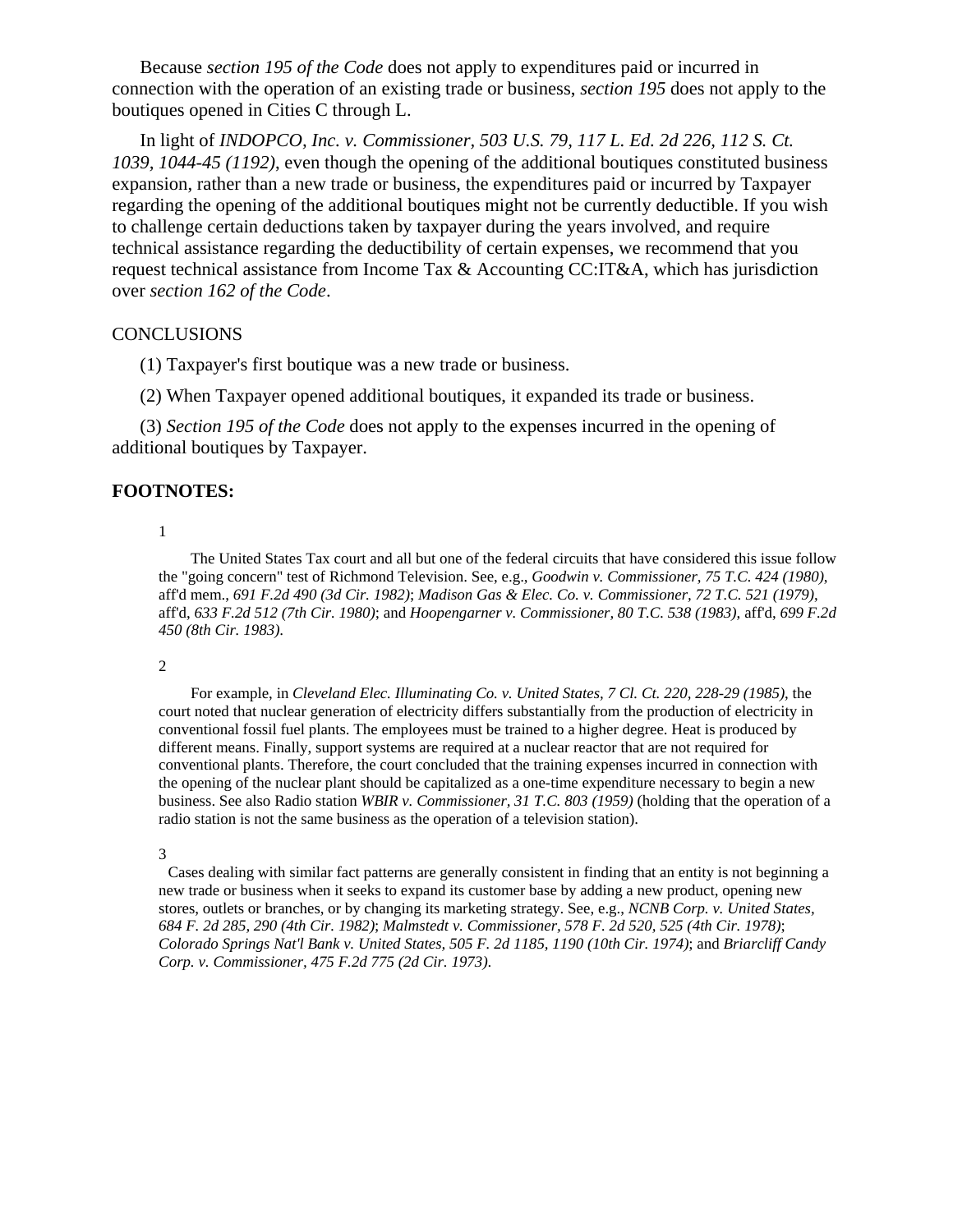Because *section 195 of the Code* does not apply to expenditures paid or incurred in connection with the operation of an existing trade or business, *section 195* does not apply to the boutiques opened in Cities C through L.

In light of *INDOPCO, Inc. v. Commissioner, 503 U.S. 79, 117 L. Ed. 2d 226, 112 S. Ct. 1039, 1044-45 (1192)*, even though the opening of the additional boutiques constituted business expansion, rather than a new trade or business, the expenditures paid or incurred by Taxpayer regarding the opening of the additional boutiques might not be currently deductible. If you wish to challenge certain deductions taken by taxpayer during the years involved, and require technical assistance regarding the deductibility of certain expenses, we recommend that you request technical assistance from Income Tax & Accounting CC:IT&A, which has jurisdiction over *section 162 of the Code*.

CONCLUSIONS

(1) Taxpayer's first boutique was a new trade or business.

(2) When Taxpayer opened additional boutiques, it expanded its trade or business.

(3) *Section 195 of the Code* does not apply to the expenses incurred in the opening of additional boutiques by Taxpayer.

**FOOTNOTES:**

1

The United States Tax court and all but one of the federal circuits that have considered this issue follow the "going concern" test of Richmond Television. See, e.g., *Goodwin v. Commissioner, 75 T.C. 424 (1980)*, aff'd mem., *691 F.2d 490 (3d Cir. 1982)*; *Madison Gas & Elec. Co. v. Commissioner, 72 T.C. 521 (1979)*, aff'd, *633 F.2d 512 (7th Cir. 1980)*; and *Hoopengarner v. Commissioner, 80 T.C. 538 (1983)*, aff'd, *699 F.2d 450 (8th Cir. 1983)*.

2

For example, in *Cleveland Elec. Illuminating Co. v. United States, 7 Cl. Ct. 220, 228-29 (1985)*, the court noted that nuclear generation of electricity differs substantially from the production of electricity in conventional fossil fuel plants. The employees must be trained to a higher degree. Heat is produced by different means. Finally, support systems are required at a nuclear reactor that are not required for conventional plants. Therefore, the court concluded that the training expenses incurred in connection with the opening of the nuclear plant should be capitalized as a one-time expenditure necessary to begin a new business. See also Radio station *WBIR v. Commissioner, 31 T.C. 803 (1959)* (holding that the operation of a radio station is not the same business as the operation of a television station).

3

Cases dealing with similar fact patterns are generally consistent in finding that an entity is not beginning a new trade or business when it seeks to expand its customer base by adding a new product, opening new stores, outlets or branches, or by changing its marketing strategy. See, e.g., *NCNB Corp. v. United States, 684 F. 2d 285, 290 (4th Cir. 1982)*; *Malmstedt v. Commissioner, 578 F. 2d 520, 525 (4th Cir. 1978)*; *Colorado Springs Nat'l Bank v. United States, 505 F. 2d 1185, 1190 (10th Cir. 1974)*; and *Briarcliff Candy Corp. v. Commissioner, 475 F.2d 775 (2d Cir. 1973)*.